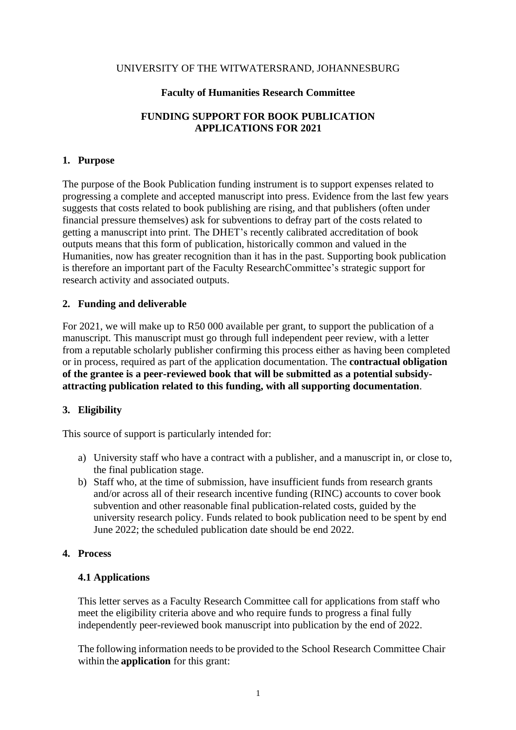UNIVERSITY OF THE WITWATERSRAND, JOHANNESBURG

**Faculty of Humanities Research Committee**

**FUNDING SUPPORT FOR BOOK PUBLICATION APPLICATIONS FOR 2021**

## 1. Purpose

The purpose of the Book Publication funding instrument is to support expenses related to progressing a complete and accepted manuscript into press. Evidence from the last few years suggests that costs related to book publishing are rising, and that publishers (often under financial pressure themselves) ask for subventions to defray part of the costs related to getting a manuscript into print. The DHET's recently calibrated accreditation of book outputs means that this form of publication, historically common and valued in the Humanities, now has greater recognition than it has in the past. Supporting book publication is therefore an important part of the Faculty ResearchCommittee's strategic support for research activity and associated outputs.

## 2. Funding and deliverable

For 2021, we will make up to R50 000 available per grant, to support the publication of a manuscript. This manuscript must go through full independent peer review, with a letter from a reputable scholarly publisher confirming this process either as having been completed or in process, required as part of the application documentation. The **contractual obligation of the grantee is a peer-reviewed book that will be submitted as a potential subsidy-attracting publication related to this funding, with all supporting documentation**.

## 3. Eligibility

This source of support is particularly intended for:

a) University staff who have a contract with a publisher, and a manuscript in, or close to, the final publication stage.
b) Staff who, at the time of submission, have insufficient funds from research grants and/or across all of their research incentive funding (RINC) accounts to cover book subvention and other reasonable final publication-related costs, guided by the university research policy. Funds related to book publication need to be spent by end June 2022; the scheduled publication date should be end 2022.

## 4. Process

### 4.1 Applications

This letter serves as a Faculty Research Committee call for applications from staff who meet the eligibility criteria above and who require funds to progress a final fully independently peer-reviewed book manuscript into publication by the end of 2022.

The following information needs to be provided to the School Research Committee Chair within the **application** for this grant: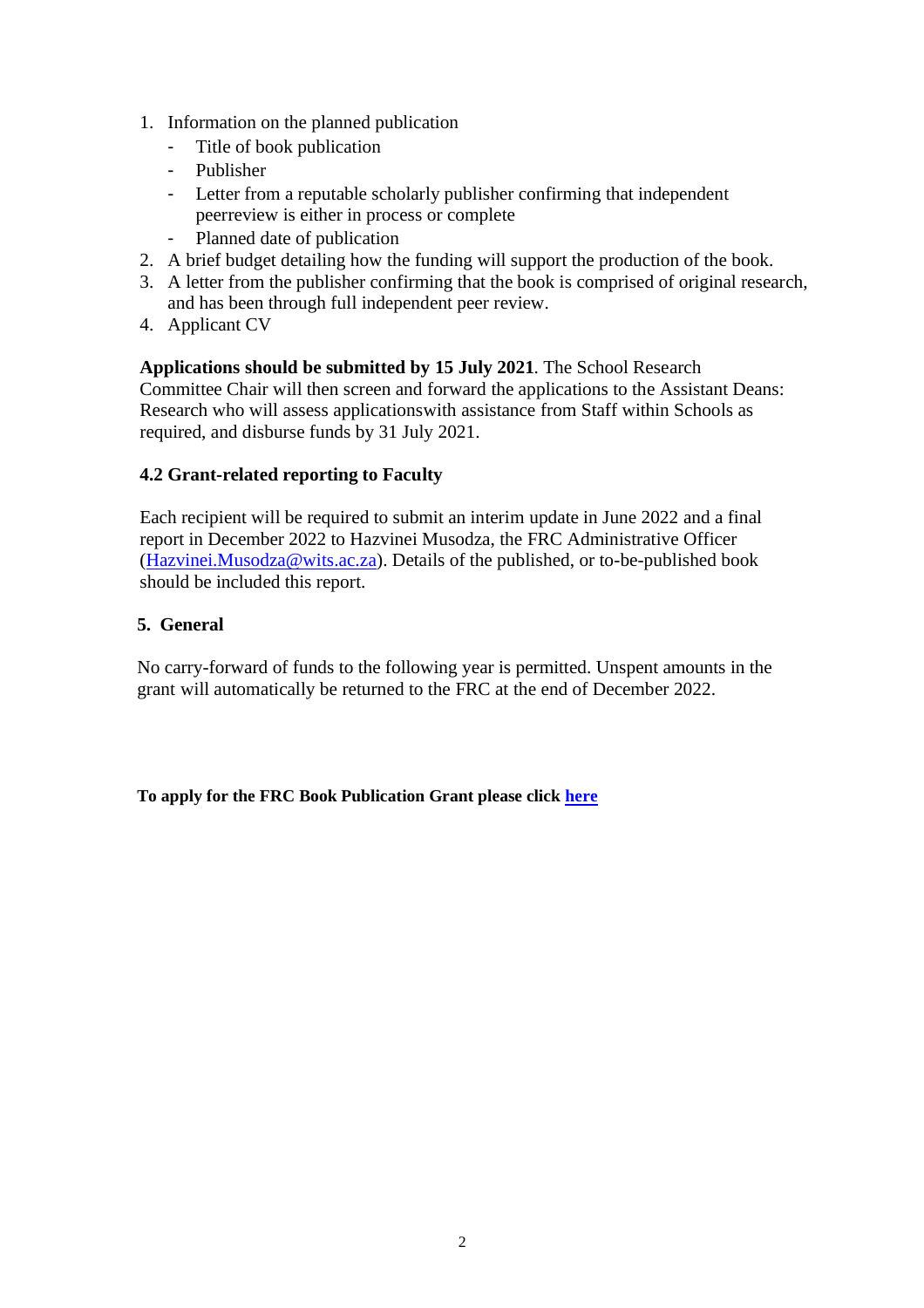1. Information on the planned publication
   - Title of book publication
   - Publisher
   - Letter from a reputable scholarly publisher confirming that independent peerreview is either in process or complete
   - Planned date of publication
2. A brief budget detailing how the funding will support the production of the book.
3. A letter from the publisher confirming that the book is comprised of original research, and has been through full independent peer review.
4. Applicant CV

**Applications should be submitted by 15 July 2021**. The School Research Committee Chair will then screen and forward the applications to the Assistant Deans: Research who will assess applicationswith assistance from Staff within Schools as required, and disburse funds by 31 July 2021.

### 4.2 Grant-related reporting to Faculty

Each recipient will be required to submit an interim update in June 2022 and a final report in December 2022 to Hazvinei Musodza, the FRC Administrative Officer (Hazvinei.Musodza@wits.ac.za). Details of the published, or to-be-published book should be included this report.

## 5. General

No carry-forward of funds to the following year is permitted. Unspent amounts in the grant will automatically be returned to the FRC at the end of December 2022.

**To apply for the FRC Book Publication Grant please click here**